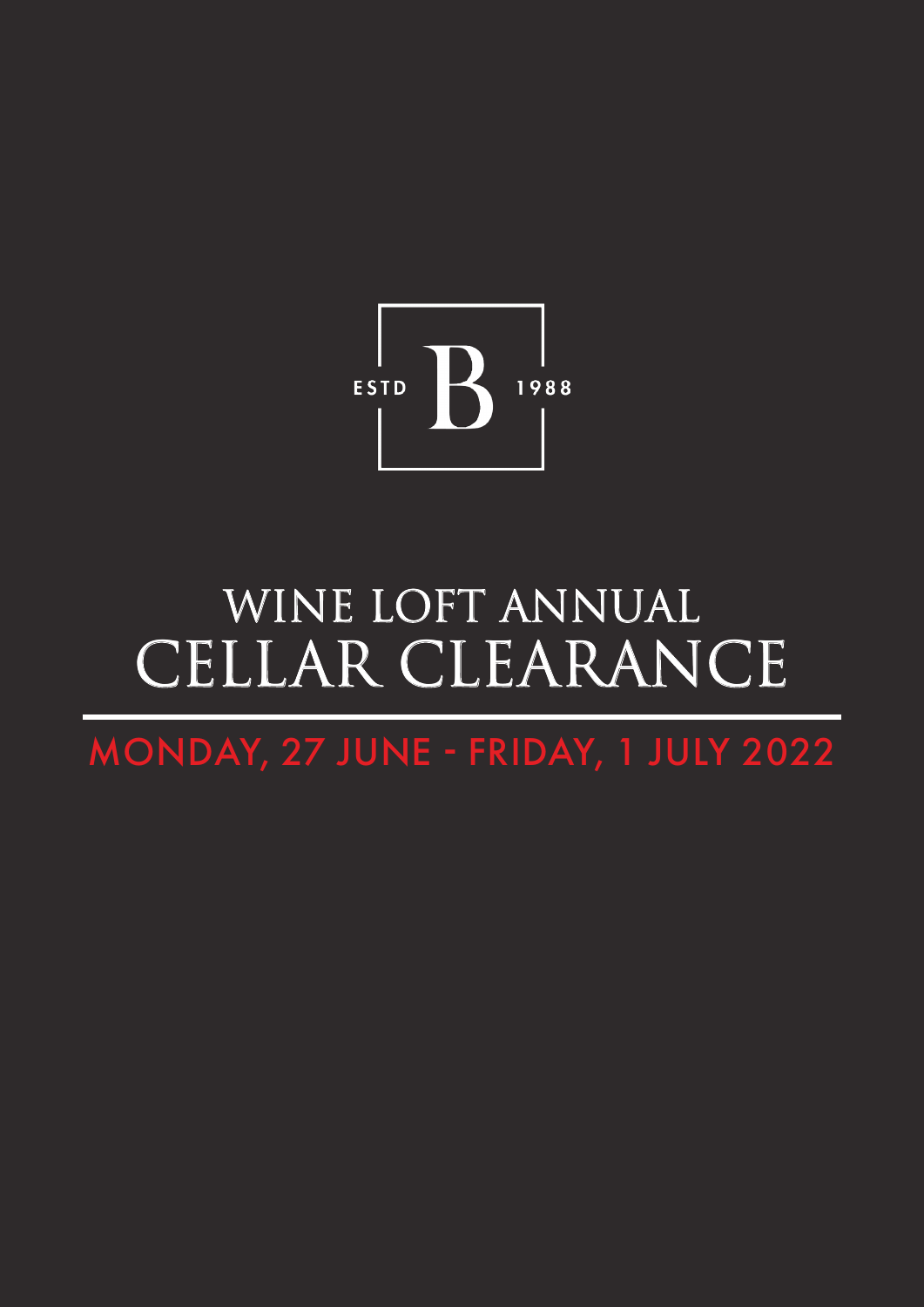ESTD B 1988

# WINE LOFT ANNUAL CELLAR CLEARANCE

## MONDAY, 27 JUNE - FRIDAY, 1 JULY 2022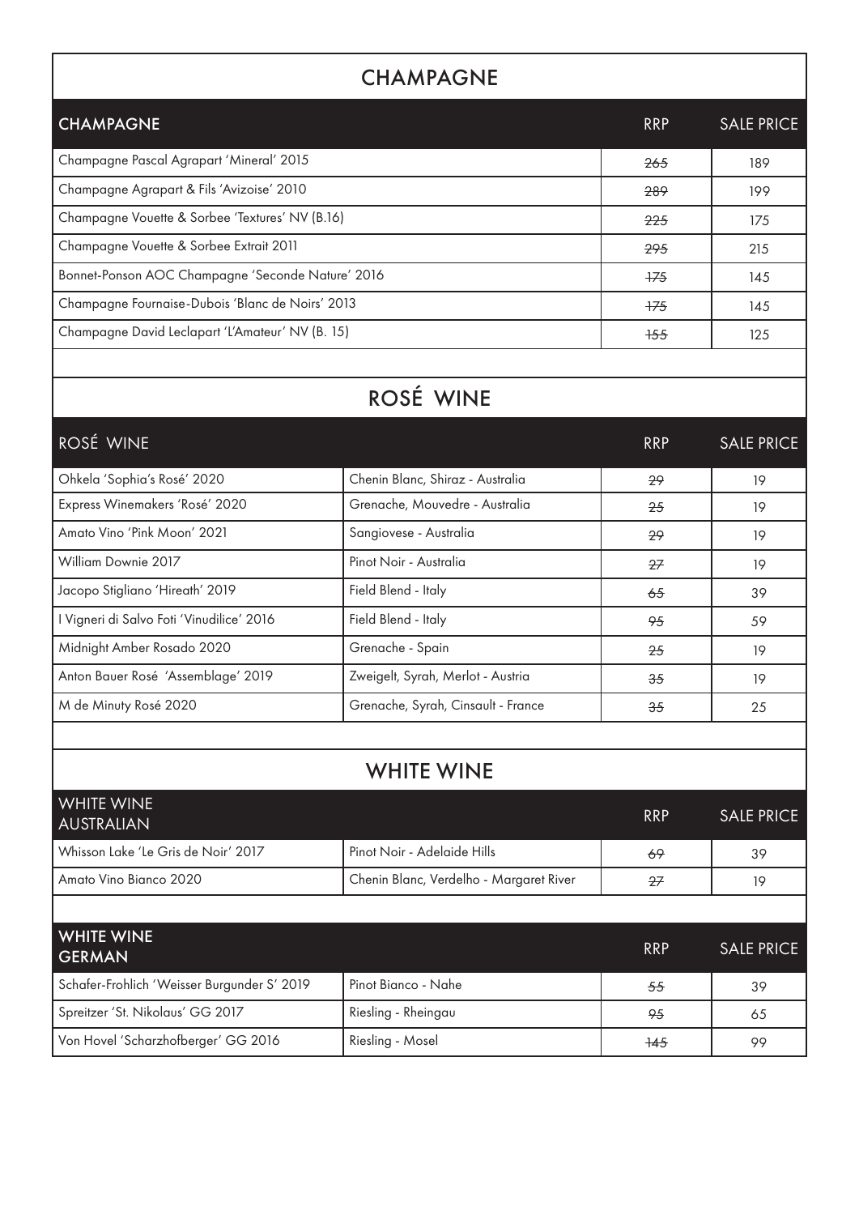## CHAMPAGNE

| CHAMPAGNE | RRP | SALE PRICE |
| --- | --- | --- |
| Champagne Pascal Agrapart 'Mineral' 2015 | ~~265~~ | 189 |
| Champagne Agrapart & Fils 'Avizoise' 2010 | ~~289~~ | 199 |
| Champagne Vouette & Sorbee 'Textures' NV (B.16) | ~~225~~ | 175 |
| Champagne Vouette & Sorbee Extrait 2011 | ~~295~~ | 215 |
| Bonnet-Ponson AOC Champagne 'Seconde Nature' 2016 | ~~175~~ | 145 |
| Champagne Fournaise-Dubois 'Blanc de Noirs' 2013 | ~~175~~ | 145 |
| Champagne David Leclapart 'L'Amateur' NV (B. 15) | ~~155~~ | 125 |

## ROSÉ WINE

| ROSÉ WINE | | RRP | SALE PRICE |
| --- | --- | --- | --- |
| Ohkela 'Sophia's Rosé' 2020 | Chenin Blanc, Shiraz - Australia | ~~29~~ | 19 |
| Express Winemakers 'Rosé' 2020 | Grenache, Mouvedre - Australia | ~~25~~ | 19 |
| Amato Vino 'Pink Moon' 2021 | Sangiovese - Australia | ~~29~~ | 19 |
| William Downie 2017 | Pinot Noir - Australia | ~~27~~ | 19 |
| Jacopo Stigliano 'Hireath' 2019 | Field Blend - Italy | ~~65~~ | 39 |
| I Vigneri di Salvo Foti 'Vinudilice' 2016 | Field Blend - Italy | ~~95~~ | 59 |
| Midnight Amber Rosado 2020 | Grenache - Spain | ~~25~~ | 19 |
| Anton Bauer Rosé 'Assemblage' 2019 | Zweigelt, Syrah, Merlot - Austria | ~~35~~ | 19 |
| M de Minuty Rosé 2020 | Grenache, Syrah, Cinsault - France | ~~35~~ | 25 |

## WHITE WINE

| WHITE WINE AUSTRALIAN | | RRP | SALE PRICE |
| --- | --- | --- | --- |
| Whisson Lake 'Le Gris de Noir' 2017 | Pinot Noir - Adelaide Hills | ~~69~~ | 39 |
| Amato Vino Bianco 2020 | Chenin Blanc, Verdelho - Margaret River | ~~27~~ | 19 |

| WHITE WINE GERMAN | | RRP | SALE PRICE |
| --- | --- | --- | --- |
| Schafer-Frohlich 'Weisser Burgunder S' 2019 | Pinot Bianco - Nahe | ~~55~~ | 39 |
| Spreitzer 'St. Nikolaus' GG 2017 | Riesling - Rheingau | ~~95~~ | 65 |
| Von Hovel 'Scharzhofberger' GG 2016 | Riesling - Mosel | ~~145~~ | 99 |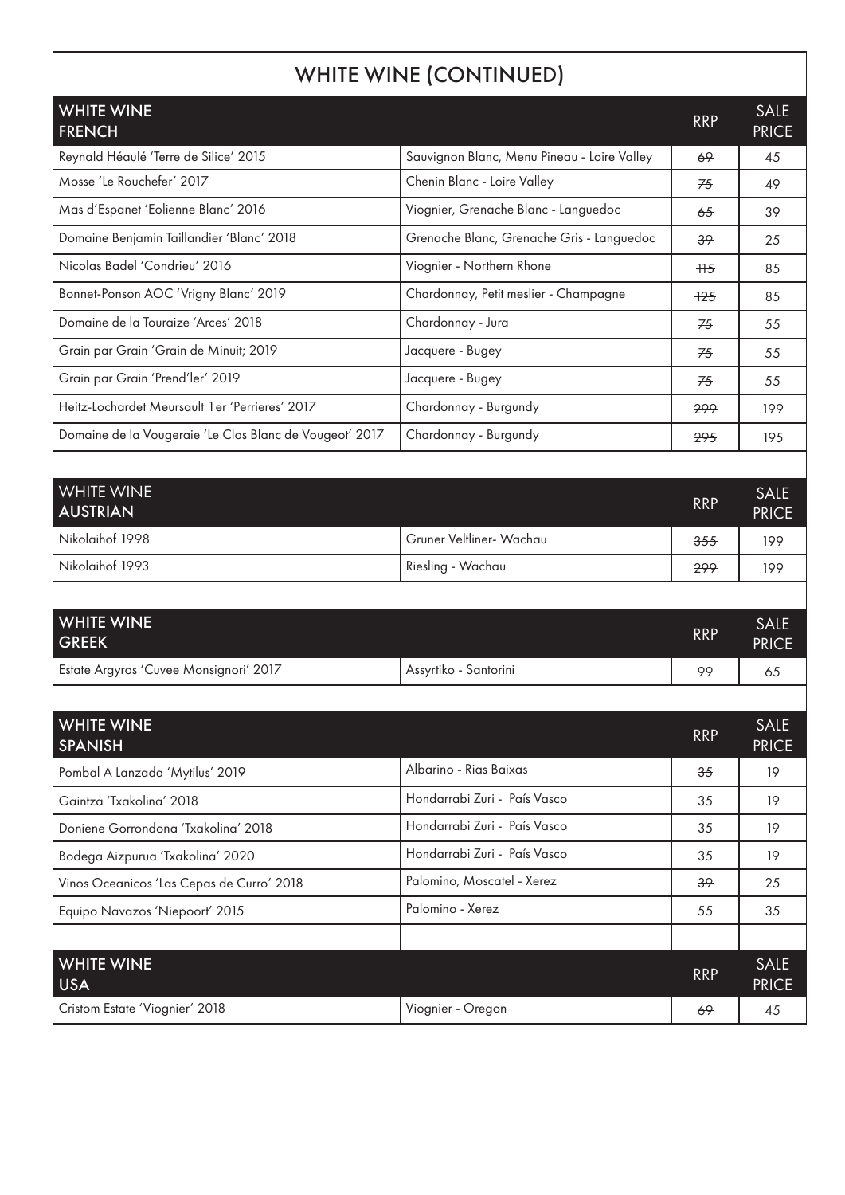# WHITE WINE (CONTINUED)

| WHITE WINE FRENCH | | RRP | SALE PRICE |
|---|---|---|---|
| Reynald Héaulé 'Terre de Silice' 2015 | Sauvignon Blanc, Menu Pineau - Loire Valley | ~~69~~ | 45 |
| Mosse 'Le Rouchefer' 2017 | Chenin Blanc - Loire Valley | ~~75~~ | 49 |
| Mas d'Espanet 'Eolienne Blanc' 2016 | Viognier, Grenache Blanc - Languedoc | ~~65~~ | 39 |
| Domaine Benjamin Taillandier 'Blanc' 2018 | Grenache Blanc, Grenache Gris - Languedoc | ~~39~~ | 25 |
| Nicolas Badel 'Condrieu' 2016 | Viognier - Northern Rhone | ~~115~~ | 85 |
| Bonnet-Ponson AOC 'Vrigny Blanc' 2019 | Chardonnay, Petit meslier - Champagne | ~~125~~ | 85 |
| Domaine de la Touraize 'Arces' 2018 | Chardonnay - Jura | ~~75~~ | 55 |
| Grain par Grain 'Grain de Minuit; 2019 | Jacquere - Bugey | ~~75~~ | 55 |
| Grain par Grain 'Prend'ler' 2019 | Jacquere - Bugey | ~~75~~ | 55 |
| Heitz-Lochardet Meursault 1er 'Perrieres' 2017 | Chardonnay - Burgundy | ~~299~~ | 199 |
| Domaine de la Vougeraie 'Le Clos Blanc de Vougeot' 2017 | Chardonnay - Burgundy | ~~295~~ | 195 |

| WHITE WINE AUSTRIAN | | RRP | SALE PRICE |
|---|---|---|---|
| Nikolaihof 1998 | Gruner Veltliner- Wachau | ~~355~~ | 199 |
| Nikolaihof 1993 | Riesling - Wachau | ~~299~~ | 199 |

| WHITE WINE GREEK | | RRP | SALE PRICE |
|---|---|---|---|
| Estate Argyros 'Cuvee Monsignori' 2017 | Assyrtiko - Santorini | ~~99~~ | 65 |

| WHITE WINE SPANISH | | RRP | SALE PRICE |
|---|---|---|---|
| Pombal A Lanzada 'Mytilus' 2019 | Albarino - Rias Baixas | ~~35~~ | 19 |
| Gaintza 'Txakolina' 2018 | Hondarrabi Zuri - País Vasco | ~~35~~ | 19 |
| Doniene Gorrondona 'Txakolina' 2018 | Hondarrabi Zuri - País Vasco | ~~35~~ | 19 |
| Bodega Aizpurua 'Txakolina' 2020 | Hondarrabi Zuri - País Vasco | ~~35~~ | 19 |
| Vinos Oceanicos 'Las Cepas de Curro' 2018 | Palomino, Moscatel - Xerez | ~~39~~ | 25 |
| Equipo Navazos 'Niepoort' 2015 | Palomino - Xerez | ~~55~~ | 35 |

| WHITE WINE USA | | RRP | SALE PRICE |
|---|---|---|---|
| Cristom Estate 'Viognier' 2018 | Viognier - Oregon | ~~69~~ | 45 |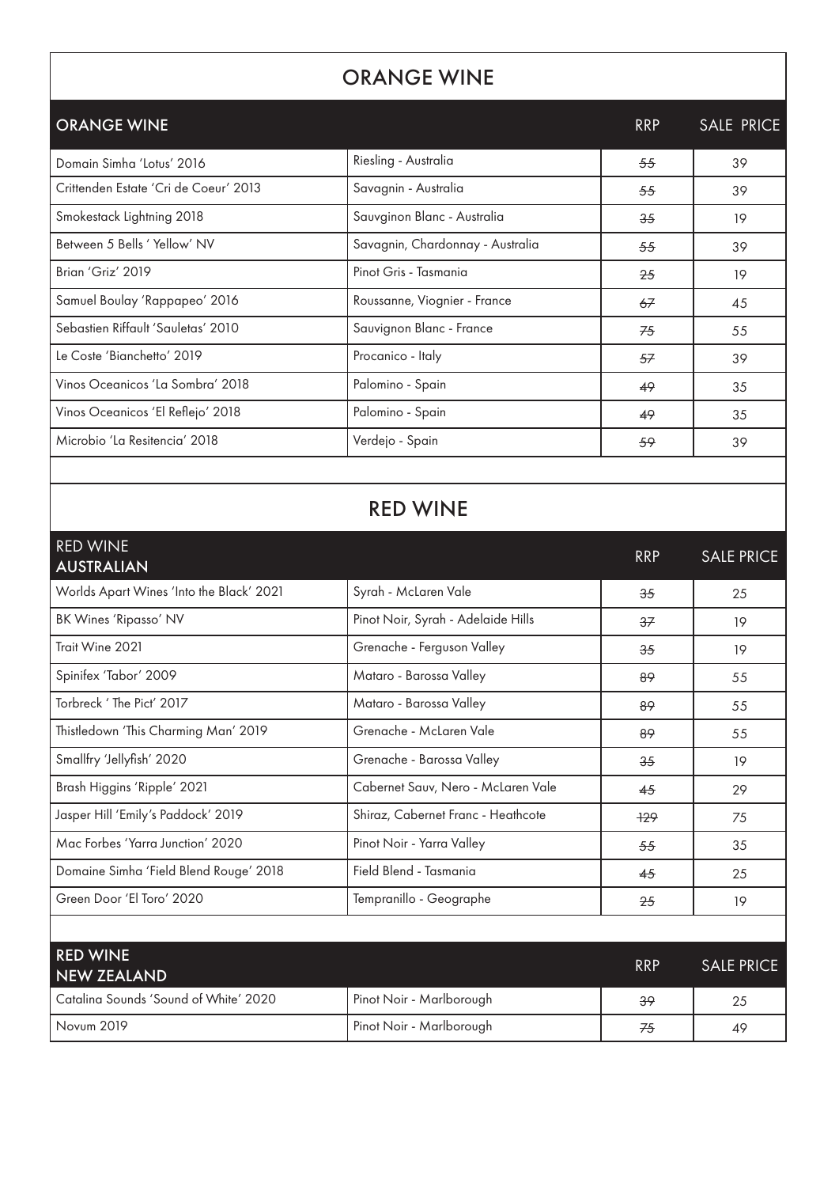# ORANGE WINE

| ORANGE WINE | | RRP | SALE PRICE |
|---|---|---|---|
| Domain Simha 'Lotus' 2016 | Riesling - Australia | ~~55~~ | 39 |
| Crittenden Estate 'Cri de Coeur' 2013 | Savagnin - Australia | ~~55~~ | 39 |
| Smokestack Lightning 2018 | Sauvginon Blanc - Australia | ~~35~~ | 19 |
| Between 5 Bells ' Yellow' NV | Savagnin, Chardonnay - Australia | ~~55~~ | 39 |
| Brian 'Griz' 2019 | Pinot Gris - Tasmania | ~~25~~ | 19 |
| Samuel Boulay 'Rappapeo' 2016 | Roussanne, Viognier - France | ~~67~~ | 45 |
| Sebastien Riffault 'Sauletas' 2010 | Sauvignon Blanc - France | ~~75~~ | 55 |
| Le Coste 'Bianchetto' 2019 | Procanico - Italy | ~~57~~ | 39 |
| Vinos Oceanicos 'La Sombra' 2018 | Palomino - Spain | ~~49~~ | 35 |
| Vinos Oceanicos 'El Reflejo' 2018 | Palomino - Spain | ~~49~~ | 35 |
| Microbio 'La Resitencia' 2018 | Verdejo - Spain | ~~59~~ | 39 |

# RED WINE

| RED WINE AUSTRALIAN | | RRP | SALE PRICE |
|---|---|---|---|
| Worlds Apart Wines 'Into the Black' 2021 | Syrah - McLaren Vale | ~~35~~ | 25 |
| BK Wines 'Ripasso' NV | Pinot Noir, Syrah - Adelaide Hills | ~~37~~ | 19 |
| Trait Wine 2021 | Grenache - Ferguson Valley | ~~35~~ | 19 |
| Spinifex 'Tabor' 2009 | Mataro - Barossa Valley | ~~89~~ | 55 |
| Torbreck ' The Pict' 2017 | Mataro - Barossa Valley | ~~89~~ | 55 |
| Thistledown 'This Charming Man' 2019 | Grenache - McLaren Vale | ~~89~~ | 55 |
| Smallfry 'Jellyfish' 2020 | Grenache - Barossa Valley | ~~35~~ | 19 |
| Brash Higgins 'Ripple' 2021 | Cabernet Sauv, Nero - McLaren Vale | ~~45~~ | 29 |
| Jasper Hill 'Emily's Paddock' 2019 | Shiraz, Cabernet Franc - Heathcote | ~~129~~ | 75 |
| Mac Forbes 'Yarra Junction' 2020 | Pinot Noir - Yarra Valley | ~~55~~ | 35 |
| Domaine Simha 'Field Blend Rouge' 2018 | Field Blend - Tasmania | ~~45~~ | 25 |
| Green Door 'El Toro' 2020 | Tempranillo - Geographe | ~~25~~ | 19 |

| RED WINE NEW ZEALAND | | RRP | SALE PRICE |
|---|---|---|---|
| Catalina Sounds 'Sound of White' 2020 | Pinot Noir - Marlborough | ~~39~~ | 25 |
| Novum 2019 | Pinot Noir - Marlborough | ~~75~~ | 49 |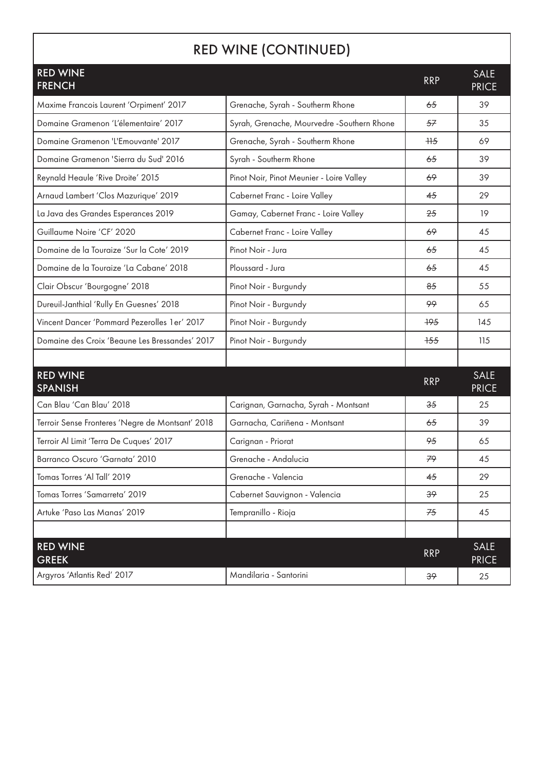# RED WINE (CONTINUED)

| RED WINE FRENCH | | RRP | SALE PRICE |
|---|---|---|---|
| Maxime Francois Laurent 'Orpiment' 2017 | Grenache, Syrah - Southerm Rhone | ~~65~~ | 39 |
| Domaine Gramenon 'L'élementaire' 2017 | Syrah, Grenache, Mourvedre -Southern Rhone | ~~57~~ | 35 |
| Domaine Gramenon 'L'Emouvante' 2017 | Grenache, Syrah - Southerm Rhone | ~~115~~ | 69 |
| Domaine Gramenon 'Sierra du Sud' 2016 | Syrah - Southerm Rhone | ~~65~~ | 39 |
| Reynald Heaule 'Rive Droite' 2015 | Pinot Noir, Pinot Meunier - Loire Valley | ~~69~~ | 39 |
| Arnaud Lambert 'Clos Mazurique' 2019 | Cabernet Franc - Loire Valley | ~~45~~ | 29 |
| La Java des Grandes Esperances 2019 | Gamay, Cabernet Franc - Loire Valley | ~~25~~ | 19 |
| Guillaume Noire 'CF' 2020 | Cabernet Franc - Loire Valley | ~~69~~ | 45 |
| Domaine de la Touraize 'Sur la Cote' 2019 | Pinot Noir - Jura | ~~65~~ | 45 |
| Domaine de la Touraize 'La Cabane' 2018 | Ploussard - Jura | ~~65~~ | 45 |
| Clair Obscur 'Bourgogne' 2018 | Pinot Noir - Burgundy | ~~85~~ | 55 |
| Dureuil-Janthial 'Rully En Guesnes' 2018 | Pinot Noir - Burgundy | ~~99~~ | 65 |
| Vincent Dancer 'Pommard Pezerolles 1er' 2017 | Pinot Noir - Burgundy | ~~195~~ | 145 |
| Domaine des Croix 'Beaune Les Bressandes' 2017 | Pinot Noir - Burgundy | ~~155~~ | 115 |

| RED WINE SPANISH | | RRP | SALE PRICE |
|---|---|---|---|
| Can Blau 'Can Blau' 2018 | Carignan, Garnacha, Syrah - Montsant | ~~35~~ | 25 |
| Terroir Sense Fronteres 'Negre de Montsant' 2018 | Garnacha, Cariñena - Montsant | ~~65~~ | 39 |
| Terroir Al Limit 'Terra De Cuques' 2017 | Carignan - Priorat | ~~95~~ | 65 |
| Barranco Oscuro 'Garnata' 2010 | Grenache - Andalucia | ~~79~~ | 45 |
| Tomas Torres 'Al Tall' 2019 | Grenache - Valencia | ~~45~~ | 29 |
| Tomas Torres 'Samarreta' 2019 | Cabernet Sauvignon - Valencia | ~~39~~ | 25 |
| Artuke 'Paso Las Manas' 2019 | Tempranillo - Rioja | ~~75~~ | 45 |

| RED WINE GREEK | | RRP | SALE PRICE |
|---|---|---|---|
| Argyros 'Atlantis Red' 2017 | Mandilaria - Santorini | ~~39~~ | 25 |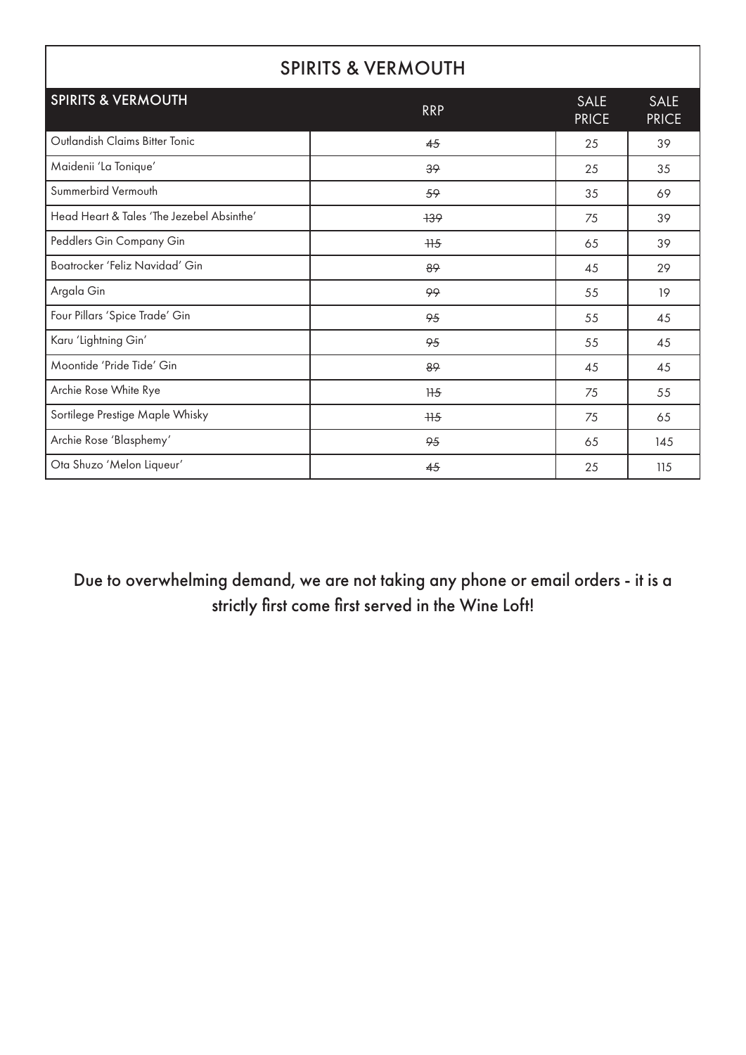## SPIRITS & VERMOUTH

| SPIRITS & VERMOUTH | RRP | SALE PRICE | SALE PRICE |
|---|---|---|---|
| Outlandish Claims Bitter Tonic | ~~45~~ | 25 | 39 |
| Maidenii 'La Tonique' | ~~39~~ | 25 | 35 |
| Summerbird Vermouth | ~~59~~ | 35 | 69 |
| Head Heart & Tales 'The Jezebel Absinthe' | ~~139~~ | 75 | 39 |
| Peddlers Gin Company Gin | ~~115~~ | 65 | 39 |
| Boatrocker 'Feliz Navidad' Gin | ~~89~~ | 45 | 29 |
| Argala Gin | ~~99~~ | 55 | 19 |
| Four Pillars 'Spice Trade' Gin | ~~95~~ | 55 | 45 |
| Karu 'Lightning Gin' | ~~95~~ | 55 | 45 |
| Moontide 'Pride Tide' Gin | ~~89~~ | 45 | 45 |
| Archie Rose White Rye | ~~115~~ | 75 | 55 |
| Sortilege Prestige Maple Whisky | ~~115~~ | 75 | 65 |
| Archie Rose 'Blasphemy' | ~~95~~ | 65 | 145 |
| Ota Shuzo 'Melon Liqueur' | ~~45~~ | 25 | 115 |

Due to overwhelming demand, we are not taking any phone or email orders - it is a strictly first come first served in the Wine Loft!